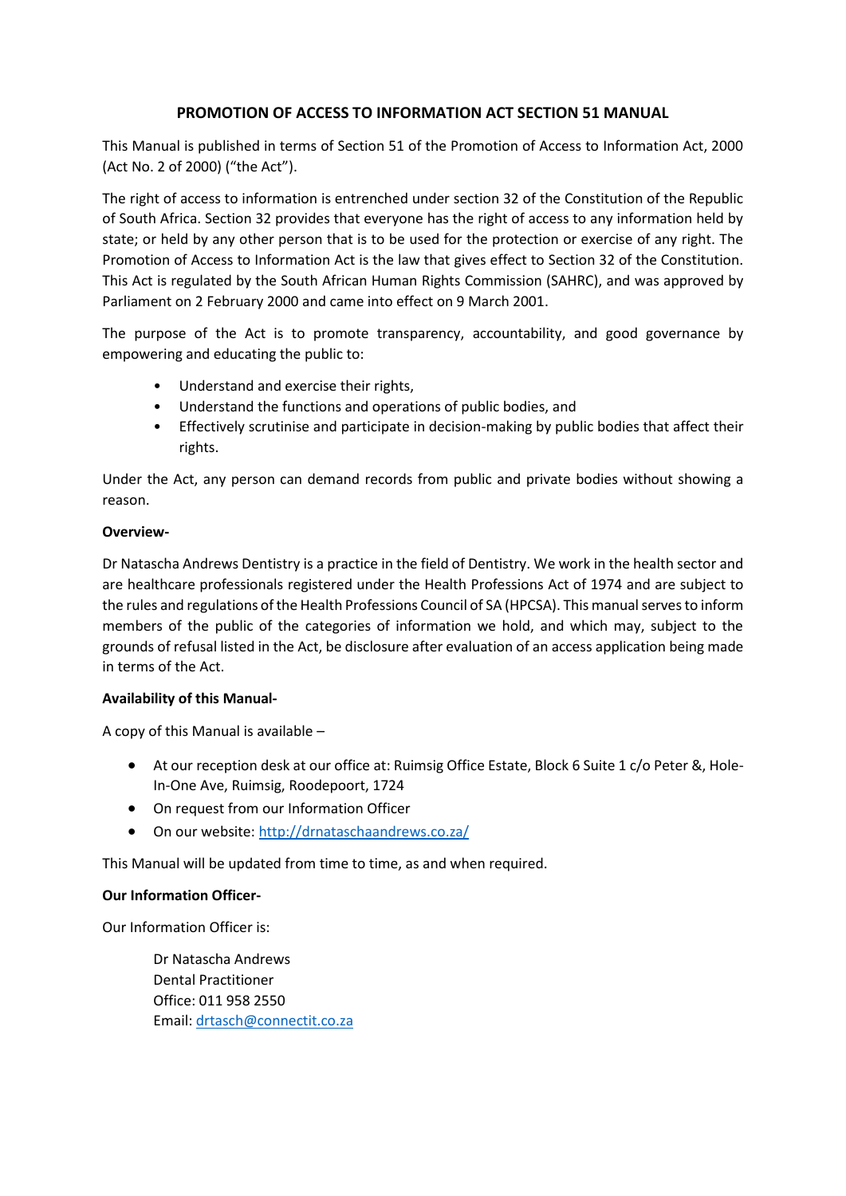# PROMOTION OF ACCESS TO INFORMATION ACT SECTION 51 MANUAL

This Manual is published in terms of Section 51 of the Promotion of Access to Information Act, 2000 (Act No. 2 of 2000) ("the Act").

The right of access to information is entrenched under section 32 of the Constitution of the Republic of South Africa. Section 32 provides that everyone has the right of access to any information held by state; or held by any other person that is to be used for the protection or exercise of any right. The Promotion of Access to Information Act is the law that gives effect to Section 32 of the Constitution. This Act is regulated by the South African Human Rights Commission (SAHRC), and was approved by Parliament on 2 February 2000 and came into effect on 9 March 2001.

The purpose of the Act is to promote transparency, accountability, and good governance by empowering and educating the public to:

- Understand and exercise their rights,
- Understand the functions and operations of public bodies, and
- Effectively scrutinise and participate in decision-making by public bodies that affect their rights.

Under the Act, any person can demand records from public and private bodies without showing a reason.

**Overview-**

Dr Natascha Andrews Dentistry is a practice in the field of Dentistry. We work in the health sector and are healthcare professionals registered under the Health Professions Act of 1974 and are subject to the rules and regulations of the Health Professions Council of SA (HPCSA). This manual serves to inform members of the public of the categories of information we hold, and which may, subject to the grounds of refusal listed in the Act, be disclosure after evaluation of an access application being made in terms of the Act.

**Availability of this Manual-**

A copy of this Manual is available –

- At our reception desk at our office at: Ruimsig Office Estate, Block 6 Suite 1 c/o Peter &, Hole-In-One Ave, Ruimsig, Roodepoort, 1724
- On request from our Information Officer
- On our website: [http://drnataschaandrews.co.za/](http://drnataschaandrews.co.za/)

This Manual will be updated from time to time, as and when required.

**Our Information Officer-**

Our Information Officer is:

Dr Natascha Andrews
Dental Practitioner
Office: 011 958 2550
Email: [drtasch@connectit.co.za](mailto:drtasch@connectit.co.za)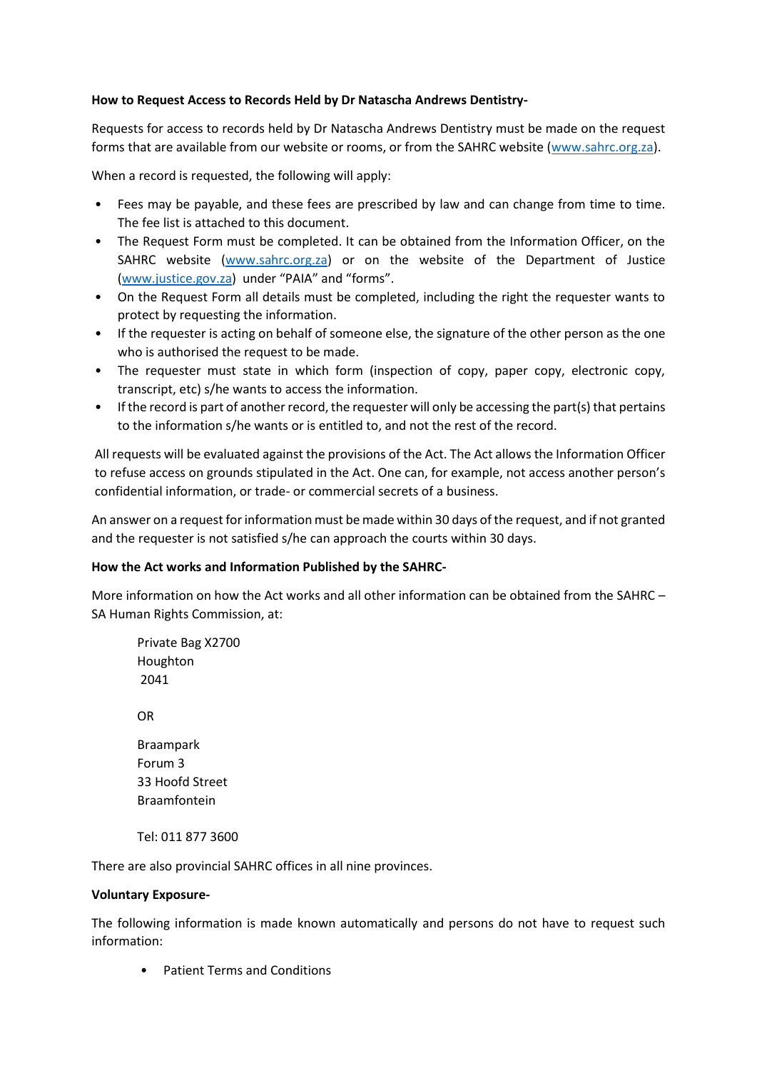**How to Request Access to Records Held by Dr Natascha Andrews Dentistry-**

Requests for access to records held by Dr Natascha Andrews Dentistry must be made on the request forms that are available from our website or rooms, or from the SAHRC website (www.sahrc.org.za).

When a record is requested, the following will apply:

- Fees may be payable, and these fees are prescribed by law and can change from time to time. The fee list is attached to this document.
- The Request Form must be completed. It can be obtained from the Information Officer, on the SAHRC website (www.sahrc.org.za) or on the website of the Department of Justice (www.justice.gov.za) under "PAIA" and "forms".
- On the Request Form all details must be completed, including the right the requester wants to protect by requesting the information.
- If the requester is acting on behalf of someone else, the signature of the other person as the one who is authorised the request to be made.
- The requester must state in which form (inspection of copy, paper copy, electronic copy, transcript, etc) s/he wants to access the information.
- If the record is part of another record, the requester will only be accessing the part(s) that pertains to the information s/he wants or is entitled to, and not the rest of the record.

All requests will be evaluated against the provisions of the Act. The Act allows the Information Officer to refuse access on grounds stipulated in the Act. One can, for example, not access another person's confidential information, or trade- or commercial secrets of a business.

An answer on a request for information must be made within 30 days of the request, and if not granted and the requester is not satisfied s/he can approach the courts within 30 days.

**How the Act works and Information Published by the SAHRC-**

More information on how the Act works and all other information can be obtained from the SAHRC – SA Human Rights Commission, at:

Private Bag X2700
Houghton
2041

OR

Braampark
Forum 3
33 Hoofd Street
Braamfontein

Tel: 011 877 3600

There are also provincial SAHRC offices in all nine provinces.

**Voluntary Exposure-**

The following information is made known automatically and persons do not have to request such information:

- Patient Terms and Conditions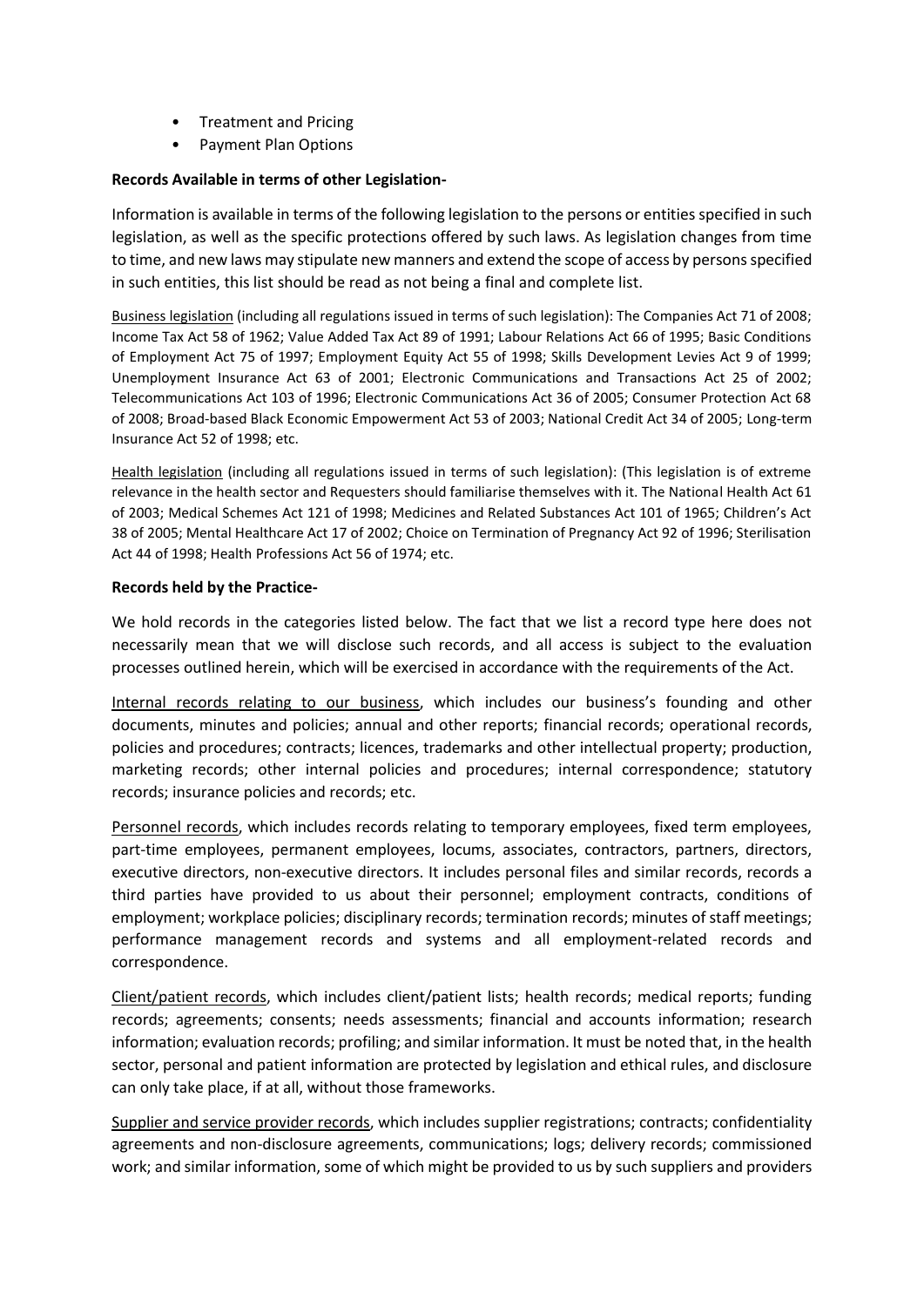- Treatment and Pricing
- Payment Plan Options

**Records Available in terms of other Legislation-**

Information is available in terms of the following legislation to the persons or entities specified in such legislation, as well as the specific protections offered by such laws. As legislation changes from time to time, and new laws may stipulate new manners and extend the scope of access by persons specified in such entities, this list should be read as not being a final and complete list.

Business legislation (including all regulations issued in terms of such legislation): The Companies Act 71 of 2008; Income Tax Act 58 of 1962; Value Added Tax Act 89 of 1991; Labour Relations Act 66 of 1995; Basic Conditions of Employment Act 75 of 1997; Employment Equity Act 55 of 1998; Skills Development Levies Act 9 of 1999; Unemployment Insurance Act 63 of 2001; Electronic Communications and Transactions Act 25 of 2002; Telecommunications Act 103 of 1996; Electronic Communications Act 36 of 2005; Consumer Protection Act 68 of 2008; Broad-based Black Economic Empowerment Act 53 of 2003; National Credit Act 34 of 2005; Long-term Insurance Act 52 of 1998; etc.

Health legislation (including all regulations issued in terms of such legislation): (This legislation is of extreme relevance in the health sector and Requesters should familiarise themselves with it. The National Health Act 61 of 2003; Medical Schemes Act 121 of 1998; Medicines and Related Substances Act 101 of 1965; Children's Act 38 of 2005; Mental Healthcare Act 17 of 2002; Choice on Termination of Pregnancy Act 92 of 1996; Sterilisation Act 44 of 1998; Health Professions Act 56 of 1974; etc.

**Records held by the Practice-**

We hold records in the categories listed below. The fact that we list a record type here does not necessarily mean that we will disclose such records, and all access is subject to the evaluation processes outlined herein, which will be exercised in accordance with the requirements of the Act.

Internal records relating to our business, which includes our business's founding and other documents, minutes and policies; annual and other reports; financial records; operational records, policies and procedures; contracts; licences, trademarks and other intellectual property; production, marketing records; other internal policies and procedures; internal correspondence; statutory records; insurance policies and records; etc.

Personnel records, which includes records relating to temporary employees, fixed term employees, part-time employees, permanent employees, locums, associates, contractors, partners, directors, executive directors, non-executive directors. It includes personal files and similar records, records a third parties have provided to us about their personnel; employment contracts, conditions of employment; workplace policies; disciplinary records; termination records; minutes of staff meetings; performance management records and systems and all employment-related records and correspondence.

Client/patient records, which includes client/patient lists; health records; medical reports; funding records; agreements; consents; needs assessments; financial and accounts information; research information; evaluation records; profiling; and similar information. It must be noted that, in the health sector, personal and patient information are protected by legislation and ethical rules, and disclosure can only take place, if at all, without those frameworks.

Supplier and service provider records, which includes supplier registrations; contracts; confidentiality agreements and non-disclosure agreements, communications; logs; delivery records; commissioned work; and similar information, some of which might be provided to us by such suppliers and providers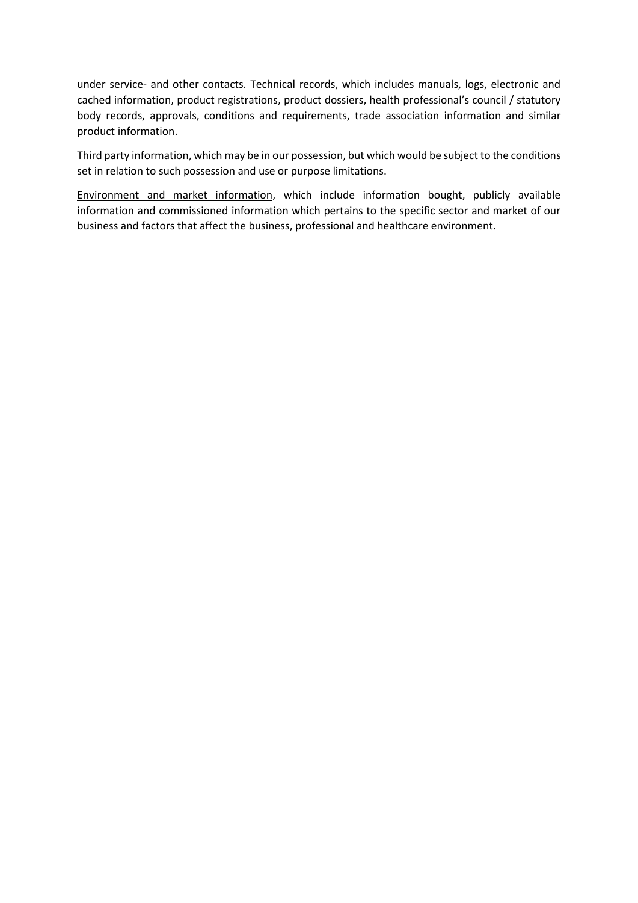under service- and other contacts. Technical records, which includes manuals, logs, electronic and cached information, product registrations, product dossiers, health professional's council / statutory body records, approvals, conditions and requirements, trade association information and similar product information.

<u>Third party information,</u> which may be in our possession, but which would be subject to the conditions set in relation to such possession and use or purpose limitations.

<u>Environment and market information</u>, which include information bought, publicly available information and commissioned information which pertains to the specific sector and market of our business and factors that affect the business, professional and healthcare environment.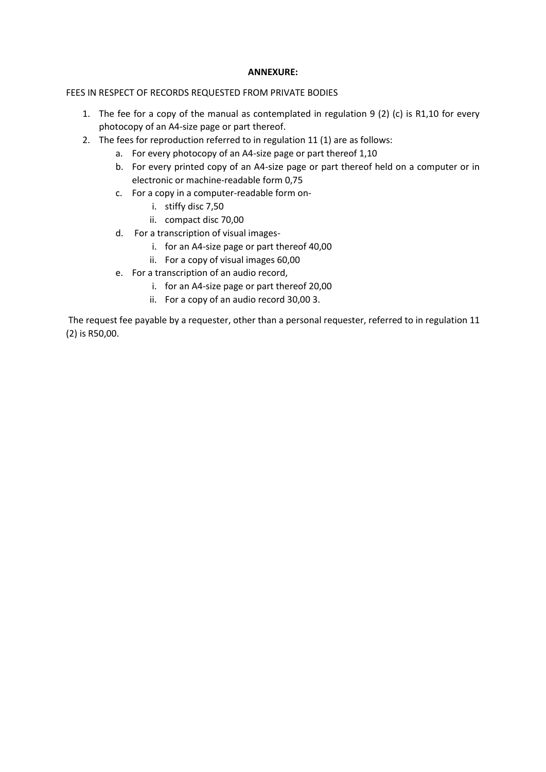**ANNEXURE:**

FEES IN RESPECT OF RECORDS REQUESTED FROM PRIVATE BODIES

1. The fee for a copy of the manual as contemplated in regulation 9 (2) (c) is R1,10 for every photocopy of an A4-size page or part thereof.
2. The fees for reproduction referred to in regulation 11 (1) are as follows:
   a. For every photocopy of an A4-size page or part thereof 1,10
   b. For every printed copy of an A4-size page or part thereof held on a computer or in electronic or machine-readable form 0,75
   c. For a copy in a computer-readable form on-
      i. stiffy disc 7,50
      ii. compact disc 70,00
   d. For a transcription of visual images-
      i. for an A4-size page or part thereof 40,00
      ii. For a copy of visual images 60,00
   e. For a transcription of an audio record,
      i. for an A4-size page or part thereof 20,00
      ii. For a copy of an audio record 30,00 3.

The request fee payable by a requester, other than a personal requester, referred to in regulation 11 (2) is R50,00.